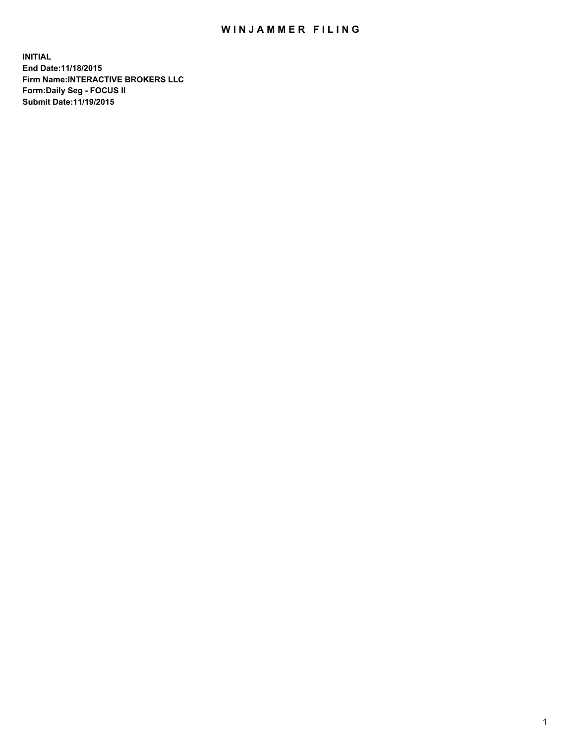# WINJAMMER FILING

**INITIAL**
**End Date:11/18/2015**
**Firm Name:INTERACTIVE BROKERS LLC**
**Form:Daily Seg - FOCUS II**
**Submit Date:11/19/2015**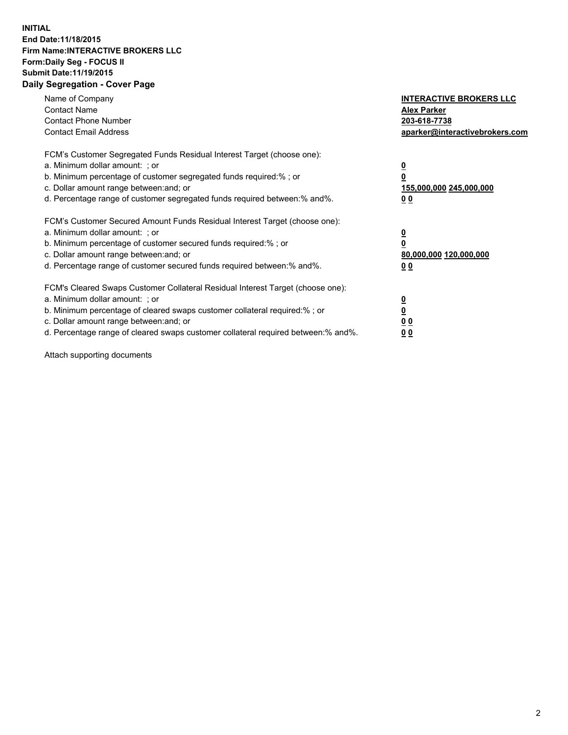**INITIAL**
**End Date:11/18/2015**
**Firm Name:INTERACTIVE BROKERS LLC**
**Form:Daily Seg - FOCUS II**
**Submit Date:11/19/2015**
**Daily Segregation - Cover Page**

| | |
|---|---|
| Name of Company | **INTERACTIVE BROKERS LLC** |
| Contact Name | **Alex Parker** |
| Contact Phone Number | **203-618-7738** |
| Contact Email Address | **aparker@interactivebrokers.com** |

FCM's Customer Segregated Funds Residual Interest Target (choose one):

| | |
|---|---|
| a. Minimum dollar amount: ; or | **0** |
| b. Minimum percentage of customer segregated funds required:% ; or | **0** |
| c. Dollar amount range between:and; or | **155,000,000 245,000,000** |
| d. Percentage range of customer segregated funds required between:% and%. | **0 0** |

FCM's Customer Secured Amount Funds Residual Interest Target (choose one):

| | |
|---|---|
| a. Minimum dollar amount: ; or | **0** |
| b. Minimum percentage of customer secured funds required:% ; or | **0** |
| c. Dollar amount range between:and; or | **80,000,000 120,000,000** |
| d. Percentage range of customer secured funds required between:% and%. | **0 0** |

FCM's Cleared Swaps Customer Collateral Residual Interest Target (choose one):

| | |
|---|---|
| a. Minimum dollar amount: ; or | **0** |
| b. Minimum percentage of cleared swaps customer collateral required:% ; or | **0** |
| c. Dollar amount range between:and; or | **0 0** |
| d. Percentage range of cleared swaps customer collateral required between:% and%. | **0 0** |

Attach supporting documents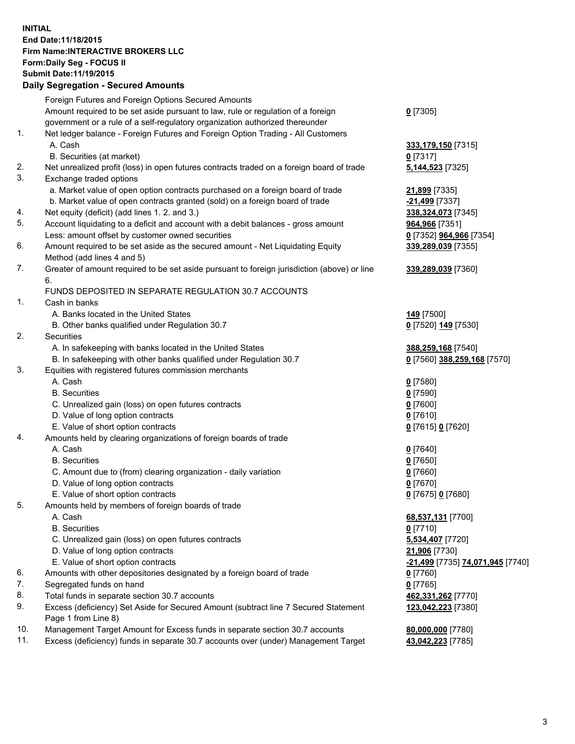**INITIAL**
**End Date:11/18/2015**
**Firm Name:INTERACTIVE BROKERS LLC**
**Form:Daily Seg - FOCUS II**
**Submit Date:11/19/2015**
**Daily Segregation - Secured Amounts**

| | | |
|---|---|---|
| | Foreign Futures and Foreign Options Secured Amounts | |
| | Amount required to be set aside pursuant to law, rule or regulation of a foreign government or a rule of a self-regulatory organization authorized thereunder | **0** [7305] |
| 1. | Net ledger balance - Foreign Futures and Foreign Option Trading - All Customers | |
| | A. Cash | **333,179,150** [7315] |
| | B. Securities (at market) | **0** [7317] |
| 2. | Net unrealized profit (loss) in open futures contracts traded on a foreign board of trade | **5,144,523** [7325] |
| 3. | Exchange traded options | |
| | a. Market value of open option contracts purchased on a foreign board of trade | **21,899** [7335] |
| | b. Market value of open contracts granted (sold) on a foreign board of trade | **-21,499** [7337] |
| 4. | Net equity (deficit) (add lines 1. 2. and 3.) | **338,324,073** [7345] |
| 5. | Account liquidating to a deficit and account with a debit balances - gross amount | **964,966** [7351] |
| | Less: amount offset by customer owned securities | **0** [7352] **964,966** [7354] |
| 6. | Amount required to be set aside as the secured amount - Net Liquidating Equity Method (add lines 4 and 5) | **339,289,039** [7355] |
| 7. | Greater of amount required to be set aside pursuant to foreign jurisdiction (above) or line 6. | **339,289,039** [7360] |
| | FUNDS DEPOSITED IN SEPARATE REGULATION 30.7 ACCOUNTS | |
| 1. | Cash in banks | |
| | A. Banks located in the United States | **149** [7500] |
| | B. Other banks qualified under Regulation 30.7 | **0** [7520] **149** [7530] |
| 2. | Securities | |
| | A. In safekeeping with banks located in the United States | **388,259,168** [7540] |
| | B. In safekeeping with other banks qualified under Regulation 30.7 | **0** [7560] **388,259,168** [7570] |
| 3. | Equities with registered futures commission merchants | |
| | A. Cash | **0** [7580] |
| | B. Securities | **0** [7590] |
| | C. Unrealized gain (loss) on open futures contracts | **0** [7600] |
| | D. Value of long option contracts | **0** [7610] |
| | E. Value of short option contracts | **0** [7615] **0** [7620] |
| 4. | Amounts held by clearing organizations of foreign boards of trade | |
| | A. Cash | **0** [7640] |
| | B. Securities | **0** [7650] |
| | C. Amount due to (from) clearing organization - daily variation | **0** [7660] |
| | D. Value of long option contracts | **0** [7670] |
| | E. Value of short option contracts | **0** [7675] **0** [7680] |
| 5. | Amounts held by members of foreign boards of trade | |
| | A. Cash | **68,537,131** [7700] |
| | B. Securities | **0** [7710] |
| | C. Unrealized gain (loss) on open futures contracts | **5,534,407** [7720] |
| | D. Value of long option contracts | **21,906** [7730] |
| | E. Value of short option contracts | **-21,499** [7735] **74,071,945** [7740] |
| 6. | Amounts with other depositories designated by a foreign board of trade | **0** [7760] |
| 7. | Segregated funds on hand | **0** [7765] |
| 8. | Total funds in separate section 30.7 accounts | **462,331,262** [7770] |
| 9. | Excess (deficiency) Set Aside for Secured Amount (subtract line 7 Secured Statement Page 1 from Line 8) | **123,042,223** [7380] |
| 10. | Management Target Amount for Excess funds in separate section 30.7 accounts | **80,000,000** [7780] |
| 11. | Excess (deficiency) funds in separate 30.7 accounts over (under) Management Target | **43,042,223** [7785] |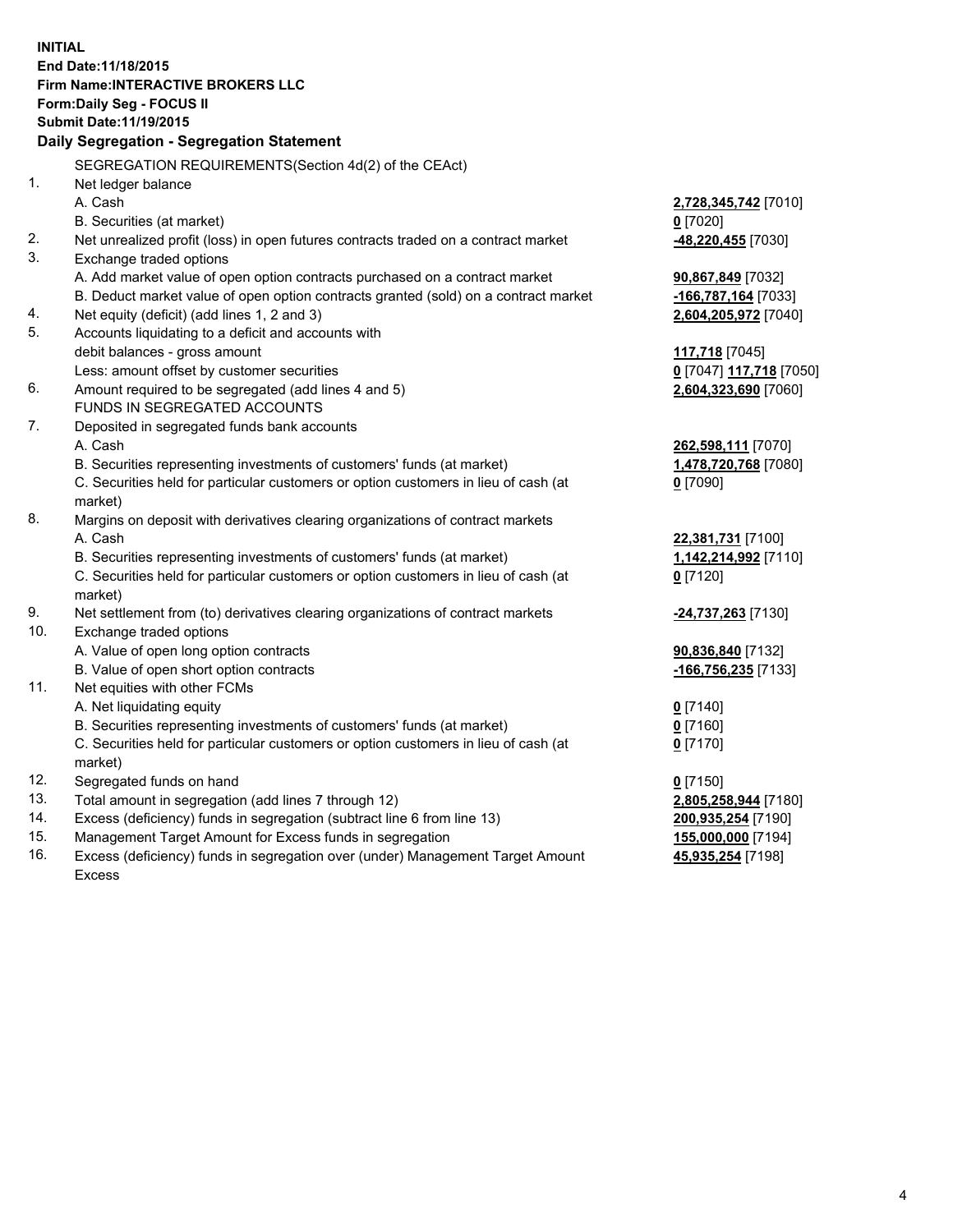**INITIAL**
**End Date:11/18/2015**
**Firm Name:INTERACTIVE BROKERS LLC**
**Form:Daily Seg - FOCUS II**
**Submit Date:11/19/2015**

## Daily Segregation - Segregation Statement

| | | |
|---|---|---|
| | SEGREGATION REQUIREMENTS(Section 4d(2) of the CEAct) | |
| 1. | Net ledger balance | |
| | A. Cash | **2,728,345,742** [7010] |
| | B. Securities (at market) | **0** [7020] |
| 2. | Net unrealized profit (loss) in open futures contracts traded on a contract market | **-48,220,455** [7030] |
| 3. | Exchange traded options | |
| | A. Add market value of open option contracts purchased on a contract market | **90,867,849** [7032] |
| | B. Deduct market value of open option contracts granted (sold) on a contract market | **-166,787,164** [7033] |
| 4. | Net equity (deficit) (add lines 1, 2 and 3) | **2,604,205,972** [7040] |
| 5. | Accounts liquidating to a deficit and accounts with | |
| | debit balances - gross amount | **117,718** [7045] |
| | Less: amount offset by customer securities | **0** [7047] **117,718** [7050] |
| 6. | Amount required to be segregated (add lines 4 and 5) | **2,604,323,690** [7060] |
| | FUNDS IN SEGREGATED ACCOUNTS | |
| 7. | Deposited in segregated funds bank accounts | |
| | A. Cash | **262,598,111** [7070] |
| | B. Securities representing investments of customers' funds (at market) | **1,478,720,768** [7080] |
| | C. Securities held for particular customers or option customers in lieu of cash (at market) | **0** [7090] |
| 8. | Margins on deposit with derivatives clearing organizations of contract markets | |
| | A. Cash | **22,381,731** [7100] |
| | B. Securities representing investments of customers' funds (at market) | **1,142,214,992** [7110] |
| | C. Securities held for particular customers or option customers in lieu of cash (at market) | **0** [7120] |
| 9. | Net settlement from (to) derivatives clearing organizations of contract markets | **-24,737,263** [7130] |
| 10. | Exchange traded options | |
| | A. Value of open long option contracts | **90,836,840** [7132] |
| | B. Value of open short option contracts | **-166,756,235** [7133] |
| 11. | Net equities with other FCMs | |
| | A. Net liquidating equity | **0** [7140] |
| | B. Securities representing investments of customers' funds (at market) | **0** [7160] |
| | C. Securities held for particular customers or option customers in lieu of cash (at market) | **0** [7170] |
| 12. | Segregated funds on hand | **0** [7150] |
| 13. | Total amount in segregation (add lines 7 through 12) | **2,805,258,944** [7180] |
| 14. | Excess (deficiency) funds in segregation (subtract line 6 from line 13) | **200,935,254** [7190] |
| 15. | Management Target Amount for Excess funds in segregation | **155,000,000** [7194] |
| 16. | Excess (deficiency) funds in segregation over (under) Management Target Amount Excess | **45,935,254** [7198] |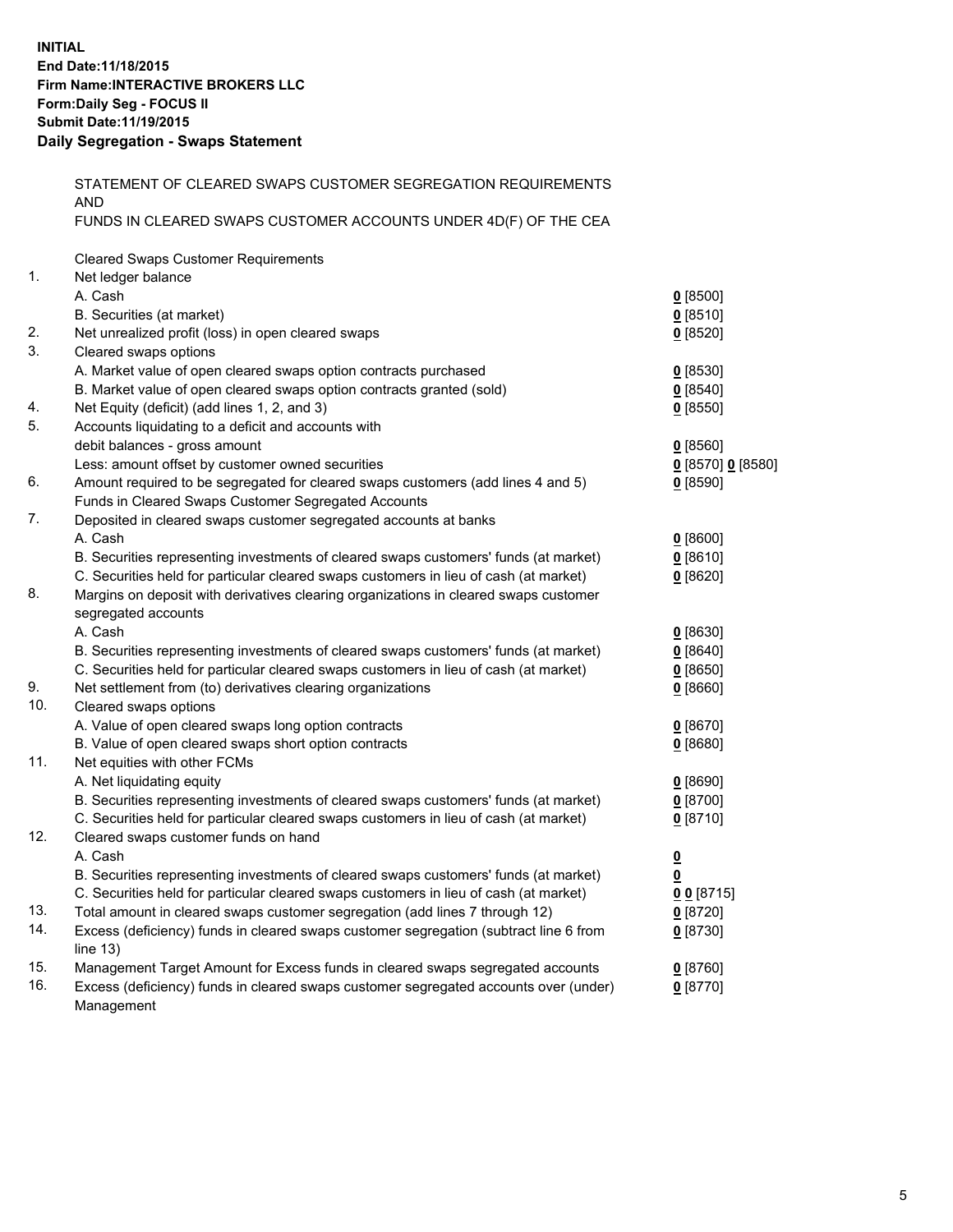**INITIAL**
**End Date:11/18/2015**
**Firm Name:INTERACTIVE BROKERS LLC**
**Form:Daily Seg - FOCUS II**
**Submit Date:11/19/2015**
**Daily Segregation - Swaps Statement**

STATEMENT OF CLEARED SWAPS CUSTOMER SEGREGATION REQUIREMENTS
AND
FUNDS IN CLEARED SWAPS CUSTOMER ACCOUNTS UNDER 4D(F) OF THE CEA

| | | |
|---|---|---|
| | Cleared Swaps Customer Requirements | |
| 1. | Net ledger balance | |
| | A. Cash | 0 [8500] |
| | B. Securities (at market) | 0 [8510] |
| 2. | Net unrealized profit (loss) in open cleared swaps | 0 [8520] |
| 3. | Cleared swaps options | |
| | A. Market value of open cleared swaps option contracts purchased | 0 [8530] |
| | B. Market value of open cleared swaps option contracts granted (sold) | 0 [8540] |
| 4. | Net Equity (deficit) (add lines 1, 2, and 3) | 0 [8550] |
| 5. | Accounts liquidating to a deficit and accounts with | |
| | debit balances - gross amount | 0 [8560] |
| | Less: amount offset by customer owned securities | 0 [8570] 0 [8580] |
| 6. | Amount required to be segregated for cleared swaps customers (add lines 4 and 5) | 0 [8590] |
| | Funds in Cleared Swaps Customer Segregated Accounts | |
| 7. | Deposited in cleared swaps customer segregated accounts at banks | |
| | A. Cash | 0 [8600] |
| | B. Securities representing investments of cleared swaps customers' funds (at market) | 0 [8610] |
| | C. Securities held for particular cleared swaps customers in lieu of cash (at market) | 0 [8620] |
| 8. | Margins on deposit with derivatives clearing organizations in cleared swaps customer segregated accounts | |
| | A. Cash | 0 [8630] |
| | B. Securities representing investments of cleared swaps customers' funds (at market) | 0 [8640] |
| | C. Securities held for particular cleared swaps customers in lieu of cash (at market) | 0 [8650] |
| 9. | Net settlement from (to) derivatives clearing organizations | 0 [8660] |
| 10. | Cleared swaps options | |
| | A. Value of open cleared swaps long option contracts | 0 [8670] |
| | B. Value of open cleared swaps short option contracts | 0 [8680] |
| 11. | Net equities with other FCMs | |
| | A. Net liquidating equity | 0 [8690] |
| | B. Securities representing investments of cleared swaps customers' funds (at market) | 0 [8700] |
| | C. Securities held for particular cleared swaps customers in lieu of cash (at market) | 0 [8710] |
| 12. | Cleared swaps customer funds on hand | |
| | A. Cash | 0 |
| | B. Securities representing investments of cleared swaps customers' funds (at market) | 0 |
| | C. Securities held for particular cleared swaps customers in lieu of cash (at market) | 0 0 [8715] |
| 13. | Total amount in cleared swaps customer segregation (add lines 7 through 12) | 0 [8720] |
| 14. | Excess (deficiency) funds in cleared swaps customer segregation (subtract line 6 from line 13) | 0 [8730] |
| 15. | Management Target Amount for Excess funds in cleared swaps segregated accounts | 0 [8760] |
| 16. | Excess (deficiency) funds in cleared swaps customer segregated accounts over (under) Management | 0 [8770] |